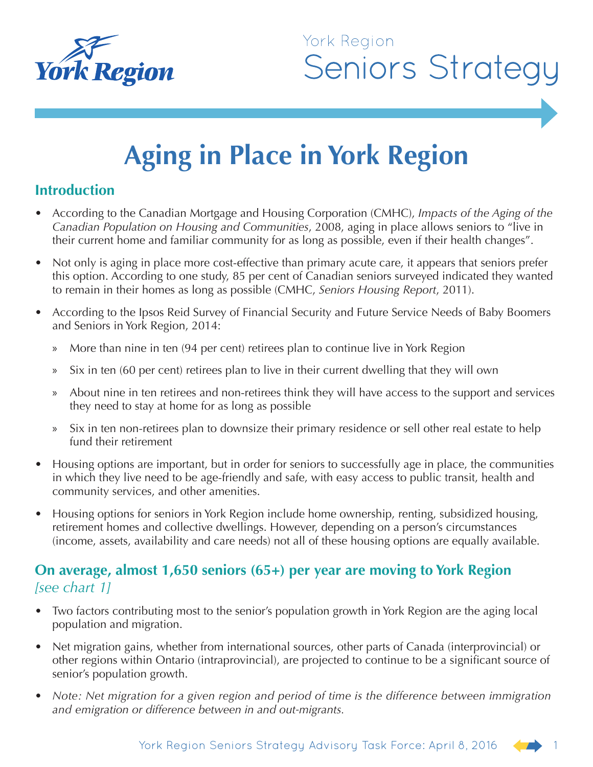York Region

# Seniors Strategy

## Aging in Place in York Region

### Introduction

- According to the Canadian Mortgage and Housing Corporation (CMHC), *Impacts of the Aging of the Canadian Population on Housing and Communities*, 2008, aging in place allows seniors to "live in their current home and familiar community for as long as possible, even if their health changes".
- Not only is aging in place more cost-effective than primary acute care, it appears that seniors prefer this option. According to one study, 85 per cent of Canadian seniors surveyed indicated they wanted to remain in their homes as long as possible (CMHC, *Seniors Housing Report*, 2011).
- According to the Ipsos Reid Survey of Financial Security and Future Service Needs of Baby Boomers and Seniors in York Region, 2014:
  - More than nine in ten (94 per cent) retirees plan to continue live in York Region
  - Six in ten (60 per cent) retirees plan to live in their current dwelling that they will own
  - About nine in ten retirees and non-retirees think they will have access to the support and services they need to stay at home for as long as possible
  - Six in ten non-retirees plan to downsize their primary residence or sell other real estate to help fund their retirement
- Housing options are important, but in order for seniors to successfully age in place, the communities in which they live need to be age-friendly and safe, with easy access to public transit, health and community services, and other amenities.
- Housing options for seniors in York Region include home ownership, renting, subsidized housing, retirement homes and collective dwellings. However, depending on a person's circumstances (income, assets, availability and care needs) not all of these housing options are equally available.

### On average, almost 1,650 seniors (65+) per year are moving to York Region *[see chart 1]*

- Two factors contributing most to the senior's population growth in York Region are the aging local population and migration.
- Net migration gains, whether from international sources, other parts of Canada (interprovincial) or other regions within Ontario (intraprovincial), are projected to continue to be a significant source of senior's population growth.
- *Note: Net migration for a given region and period of time is the difference between immigration and emigration or difference between in and out-migrants.*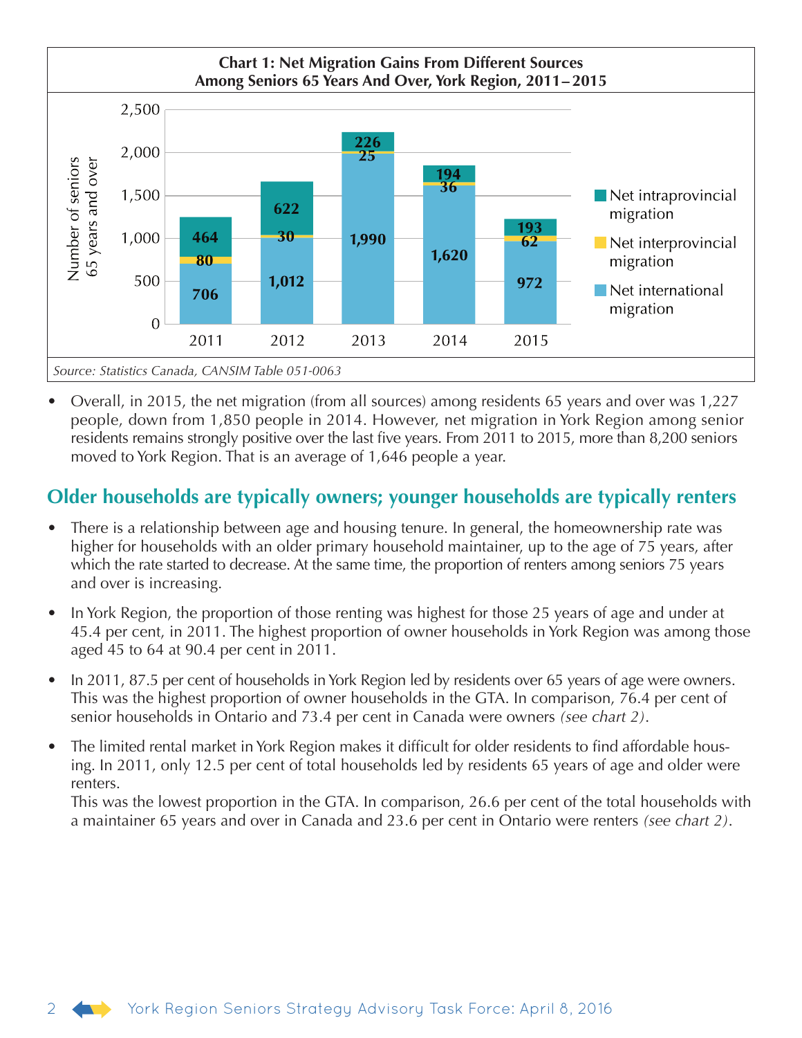**Chart 1: Net Migration Gains From Different Sources Among Seniors 65 Years And Over, York Region, 2011 – 2015**

| Year | Net international migration | Net interprovincial migration | Net intraprovincial migration |
|---|---|---|---|
| 2011 | 706 | 80 | 464 |
| 2012 | 1,012 | 30 | 622 |
| 2013 | 1,990 | 25 | 226 |
| 2014 | 1,620 | 36 | 194 |
| 2015 | 972 | 62 | 193 |

*Source: Statistics Canada, CANSIM Table 051-0063*

- Overall, in 2015, the net migration (from all sources) among residents 65 years and over was 1,227 people, down from 1,850 people in 2014. However, net migration in York Region among senior residents remains strongly positive over the last five years. From 2011 to 2015, more than 8,200 seniors moved to York Region. That is an average of 1,646 people a year.

## Older households are typically owners; younger households are typically renters

- There is a relationship between age and housing tenure. In general, the homeownership rate was higher for households with an older primary household maintainer, up to the age of 75 years, after which the rate started to decrease. At the same time, the proportion of renters among seniors 75 years and over is increasing.
- In York Region, the proportion of those renting was highest for those 25 years of age and under at 45.4 per cent, in 2011. The highest proportion of owner households in York Region was among those aged 45 to 64 at 90.4 per cent in 2011.
- In 2011, 87.5 per cent of households in York Region led by residents over 65 years of age were owners. This was the highest proportion of owner households in the GTA. In comparison, 76.4 per cent of senior households in Ontario and 73.4 per cent in Canada were owners *(see chart 2)*.
- The limited rental market in York Region makes it difficult for older residents to find affordable housing. In 2011, only 12.5 per cent of total households led by residents 65 years of age and older were renters.
  This was the lowest proportion in the GTA. In comparison, 26.6 per cent of the total households with a maintainer 65 years and over in Canada and 23.6 per cent in Ontario were renters *(see chart 2)*.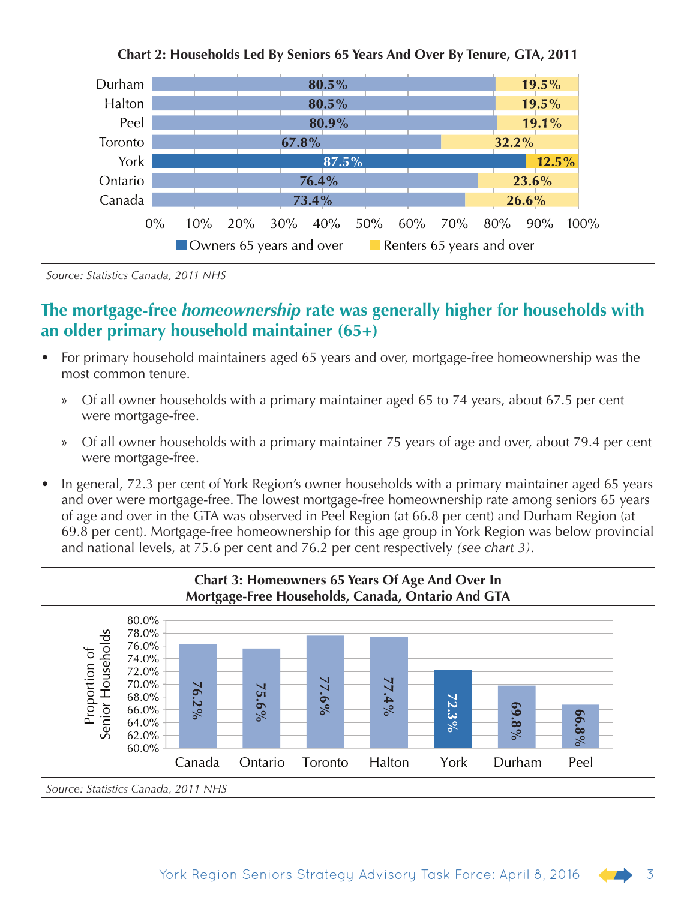**Chart 2: Households Led By Seniors 65 Years And Over By Tenure, GTA, 2011**

| | Owners 65 years and over | Renters 65 years and over |
|---|---|---|
| Durham | 80.5% | 19.5% |
| Halton | 80.5% | 19.5% |
| Peel | 80.9% | 19.1% |
| Toronto | 67.8% | 32.2% |
| York | 87.5% | 12.5% |
| Ontario | 76.4% | 23.6% |
| Canada | 73.4% | 26.6% |

*Source: Statistics Canada, 2011 NHS*

## The mortgage-free *homeownership* rate was generally higher for households with an older primary household maintainer (65+)

- For primary household maintainers aged 65 years and over, mortgage-free homeownership was the most common tenure.
  - » Of all owner households with a primary maintainer aged 65 to 74 years, about 67.5 per cent were mortgage-free.
  - » Of all owner households with a primary maintainer 75 years of age and over, about 79.4 per cent were mortgage-free.
- In general, 72.3 per cent of York Region's owner households with a primary maintainer aged 65 years and over were mortgage-free. The lowest mortgage-free homeownership rate among seniors 65 years of age and over in the GTA was observed in Peel Region (at 66.8 per cent) and Durham Region (at 69.8 per cent). Mortgage-free homeownership for this age group in York Region was below provincial and national levels, at 75.6 per cent and 76.2 per cent respectively *(see chart 3)*.

**Chart 3: Homeowners 65 Years Of Age And Over In Mortgage-Free Households, Canada, Ontario And GTA**

| | Proportion of Senior Households |
|---|---|
| Canada | 76.2% |
| Ontario | 75.6% |
| Toronto | 77.6% |
| Halton | 77.4% |
| York | 72.3% |
| Durham | 69.8% |
| Peel | 66.8% |

*Source: Statistics Canada, 2011 NHS*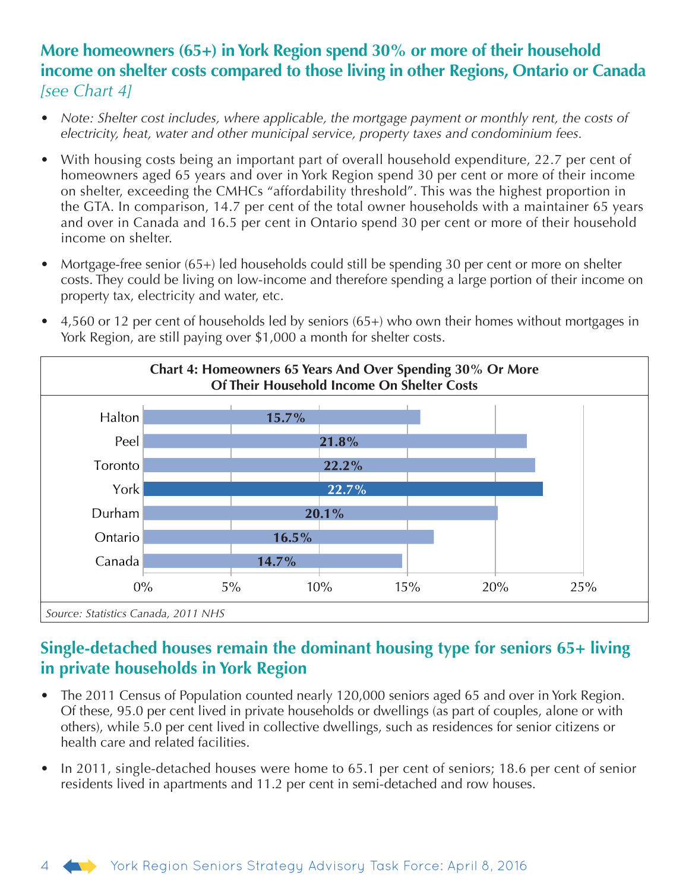## More homeowners (65+) in York Region spend 30% or more of their household income on shelter costs compared to those living in other Regions, Ontario or Canada *[see Chart 4]*

- *Note: Shelter cost includes, where applicable, the mortgage payment or monthly rent, the costs of electricity, heat, water and other municipal service, property taxes and condominium fees.*
- With housing costs being an important part of overall household expenditure, 22.7 per cent of homeowners aged 65 years and over in York Region spend 30 per cent or more of their income on shelter, exceeding the CMHCs "affordability threshold". This was the highest proportion in the GTA. In comparison, 14.7 per cent of the total owner households with a maintainer 65 years and over in Canada and 16.5 per cent in Ontario spend 30 per cent or more of their household income on shelter.
- Mortgage-free senior (65+) led households could still be spending 30 per cent or more on shelter costs. They could be living on low-income and therefore spending a large portion of their income on property tax, electricity and water, etc.
- 4,560 or 12 per cent of households led by seniors (65+) who own their homes without mortgages in York Region, are still paying over $1,000 a month for shelter costs.

**Chart 4: Homeowners 65 Years And Over Spending 30% Or More Of Their Household Income On Shelter Costs**

| Region | Per cent |
|---|---|
| Halton | 15.7% |
| Peel | 21.8% |
| Toronto | 22.2% |
| York | 22.7% |
| Durham | 20.1% |
| Ontario | 16.5% |
| Canada | 14.7% |

*Source: Statistics Canada, 2011 NHS*

## Single-detached houses remain the dominant housing type for seniors 65+ living in private households in York Region

- The 2011 Census of Population counted nearly 120,000 seniors aged 65 and over in York Region. Of these, 95.0 per cent lived in private households or dwellings (as part of couples, alone or with others), while 5.0 per cent lived in collective dwellings, such as residences for senior citizens or health care and related facilities.
- In 2011, single-detached houses were home to 65.1 per cent of seniors; 18.6 per cent of senior residents lived in apartments and 11.2 per cent in semi-detached and row houses.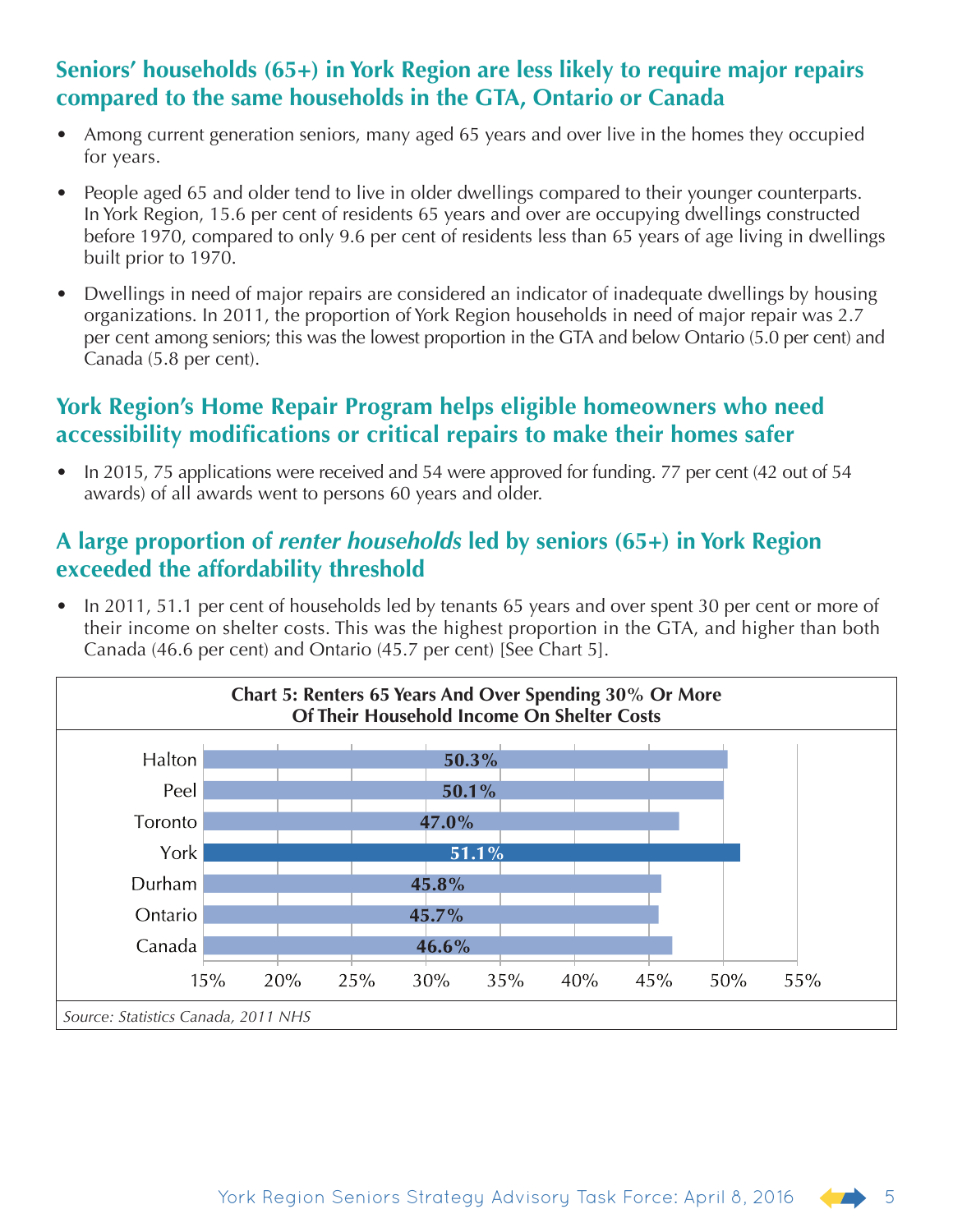## Seniors' households (65+) in York Region are less likely to require major repairs compared to the same households in the GTA, Ontario or Canada

- Among current generation seniors, many aged 65 years and over live in the homes they occupied for years.
- People aged 65 and older tend to live in older dwellings compared to their younger counterparts. In York Region, 15.6 per cent of residents 65 years and over are occupying dwellings constructed before 1970, compared to only 9.6 per cent of residents less than 65 years of age living in dwellings built prior to 1970.
- Dwellings in need of major repairs are considered an indicator of inadequate dwellings by housing organizations. In 2011, the proportion of York Region households in need of major repair was 2.7 per cent among seniors; this was the lowest proportion in the GTA and below Ontario (5.0 per cent) and Canada (5.8 per cent).

## York Region's Home Repair Program helps eligible homeowners who need accessibility modifications or critical repairs to make their homes safer

- In 2015, 75 applications were received and 54 were approved for funding. 77 per cent (42 out of 54 awards) of all awards went to persons 60 years and older.

## A large proportion of *renter households* led by seniors (65+) in York Region exceeded the affordability threshold

- In 2011, 51.1 per cent of households led by tenants 65 years and over spent 30 per cent or more of their income on shelter costs. This was the highest proportion in the GTA, and higher than both Canada (46.6 per cent) and Ontario (45.7 per cent) [See Chart 5].

**Chart 5: Renters 65 Years And Over Spending 30% Or More Of Their Household Income On Shelter Costs**

| Region | Per cent |
|---|---|
| Halton | 50.3% |
| Peel | 50.1% |
| Toronto | 47.0% |
| York | 51.1% |
| Durham | 45.8% |
| Ontario | 45.7% |
| Canada | 46.6% |

*Source: Statistics Canada, 2011 NHS*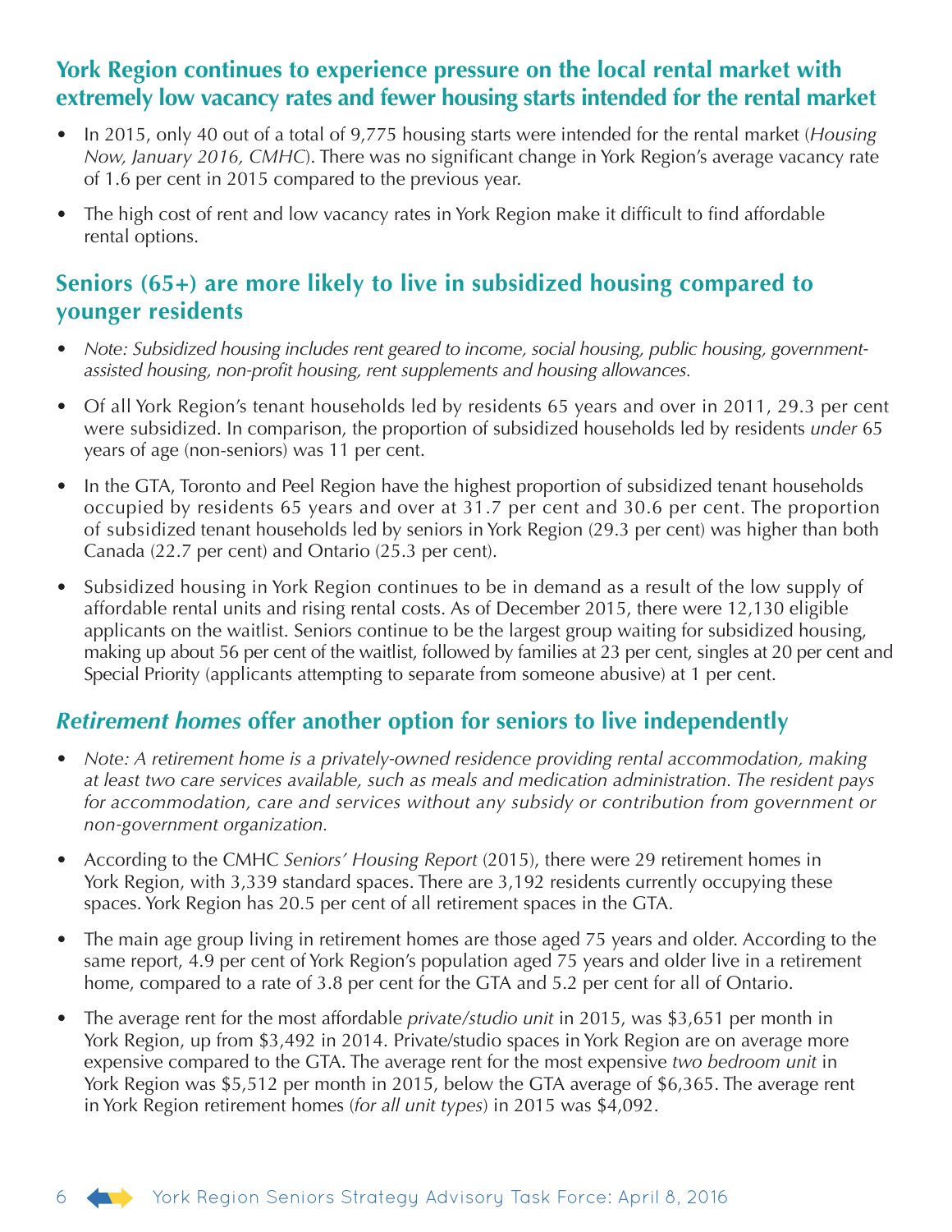## York Region continues to experience pressure on the local rental market with extremely low vacancy rates and fewer housing starts intended for the rental market

- In 2015, only 40 out of a total of 9,775 housing starts were intended for the rental market (*Housing Now, January 2016, CMHC*). There was no significant change in York Region's average vacancy rate of 1.6 per cent in 2015 compared to the previous year.
- The high cost of rent and low vacancy rates in York Region make it difficult to find affordable rental options.

## Seniors (65+) are more likely to live in subsidized housing compared to younger residents

- *Note: Subsidized housing includes rent geared to income, social housing, public housing, government-assisted housing, non-profit housing, rent supplements and housing allowances.*
- Of all York Region's tenant households led by residents 65 years and over in 2011, 29.3 per cent were subsidized. In comparison, the proportion of subsidized households led by residents *under* 65 years of age (non-seniors) was 11 per cent.
- In the GTA, Toronto and Peel Region have the highest proportion of subsidized tenant households occupied by residents 65 years and over at 31.7 per cent and 30.6 per cent. The proportion of subsidized tenant households led by seniors in York Region (29.3 per cent) was higher than both Canada (22.7 per cent) and Ontario (25.3 per cent).
- Subsidized housing in York Region continues to be in demand as a result of the low supply of affordable rental units and rising rental costs. As of December 2015, there were 12,130 eligible applicants on the waitlist. Seniors continue to be the largest group waiting for subsidized housing, making up about 56 per cent of the waitlist, followed by families at 23 per cent, singles at 20 per cent and Special Priority (applicants attempting to separate from someone abusive) at 1 per cent.

## *Retirement homes* offer another option for seniors to live independently

- *Note: A retirement home is a privately-owned residence providing rental accommodation, making at least two care services available, such as meals and medication administration. The resident pays for accommodation, care and services without any subsidy or contribution from government or non-government organization.*
- According to the CMHC *Seniors' Housing Report* (2015), there were 29 retirement homes in York Region, with 3,339 standard spaces. There are 3,192 residents currently occupying these spaces. York Region has 20.5 per cent of all retirement spaces in the GTA.
- The main age group living in retirement homes are those aged 75 years and older. According to the same report, 4.9 per cent of York Region's population aged 75 years and older live in a retirement home, compared to a rate of 3.8 per cent for the GTA and 5.2 per cent for all of Ontario.
- The average rent for the most affordable *private/studio unit* in 2015, was $3,651 per month in York Region, up from $3,492 in 2014. Private/studio spaces in York Region are on average more expensive compared to the GTA. The average rent for the most expensive *two bedroom unit* in York Region was $5,512 per month in 2015, below the GTA average of $6,365. The average rent in York Region retirement homes (*for all unit types*) in 2015 was $4,092.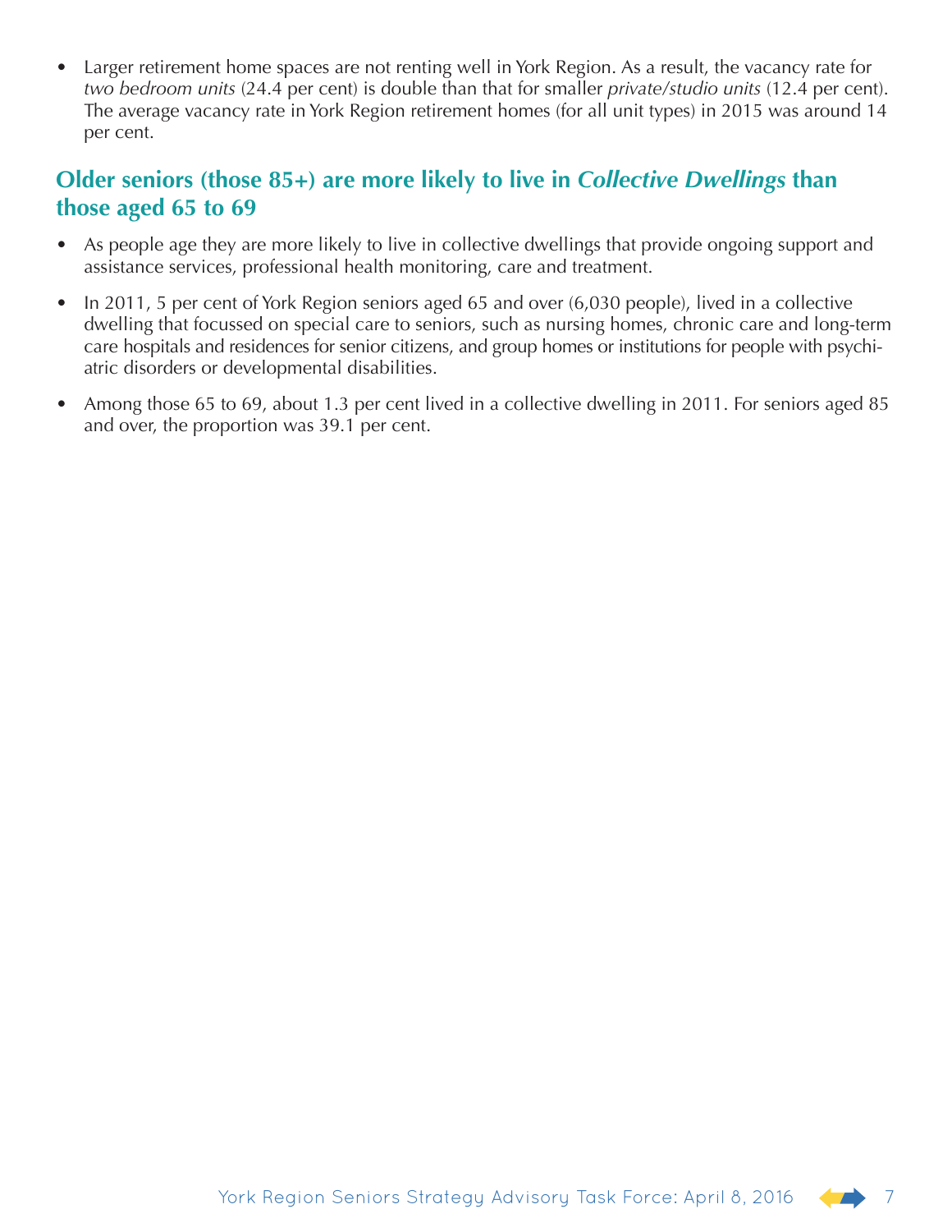- Larger retirement home spaces are not renting well in York Region. As a result, the vacancy rate for *two bedroom units* (24.4 per cent) is double than that for smaller *private/studio units* (12.4 per cent). The average vacancy rate in York Region retirement homes (for all unit types) in 2015 was around 14 per cent.

## Older seniors (those 85+) are more likely to live in *Collective Dwellings* than those aged 65 to 69

- As people age they are more likely to live in collective dwellings that provide ongoing support and assistance services, professional health monitoring, care and treatment.
- In 2011, 5 per cent of York Region seniors aged 65 and over (6,030 people), lived in a collective dwelling that focussed on special care to seniors, such as nursing homes, chronic care and long-term care hospitals and residences for senior citizens, and group homes or institutions for people with psychiatric disorders or developmental disabilities.
- Among those 65 to 69, about 1.3 per cent lived in a collective dwelling in 2011. For seniors aged 85 and over, the proportion was 39.1 per cent.